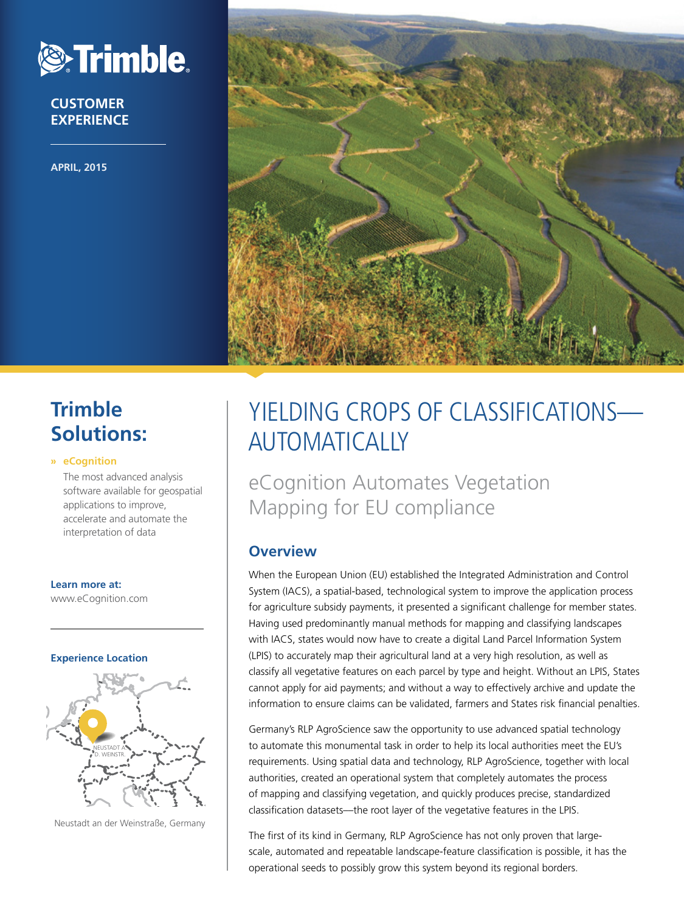Trimble

CUSTOMER EXPERIENCE

APRIL, 2015

## Trimble Solutions:

» **eCognition**

The most advanced analysis software available for geospatial applications to improve, accelerate and automate the interpretation of data

**Learn more at:**
www.eCognition.com

**Experience Location**

Neustadt an der Weinstraße, Germany

# YIELDING CROPS OF CLASSIFICATIONS—AUTOMATICALLY

## eCognition Automates Vegetation Mapping for EU compliance

### Overview

When the European Union (EU) established the Integrated Administration and Control System (IACS), a spatial-based, technological system to improve the application process for agriculture subsidy payments, it presented a significant challenge for member states. Having used predominantly manual methods for mapping and classifying landscapes with IACS, states would now have to create a digital Land Parcel Information System (LPIS) to accurately map their agricultural land at a very high resolution, as well as classify all vegetative features on each parcel by type and height. Without an LPIS, States cannot apply for aid payments; and without a way to effectively archive and update the information to ensure claims can be validated, farmers and States risk financial penalties.

Germany's RLP AgroScience saw the opportunity to use advanced spatial technology to automate this monumental task in order to help its local authorities meet the EU's requirements. Using spatial data and technology, RLP AgroScience, together with local authorities, created an operational system that completely automates the process of mapping and classifying vegetation, and quickly produces precise, standardized classification datasets—the root layer of the vegetative features in the LPIS.

The first of its kind in Germany, RLP AgroScience has not only proven that large-scale, automated and repeatable landscape-feature classification is possible, it has the operational seeds to possibly grow this system beyond its regional borders.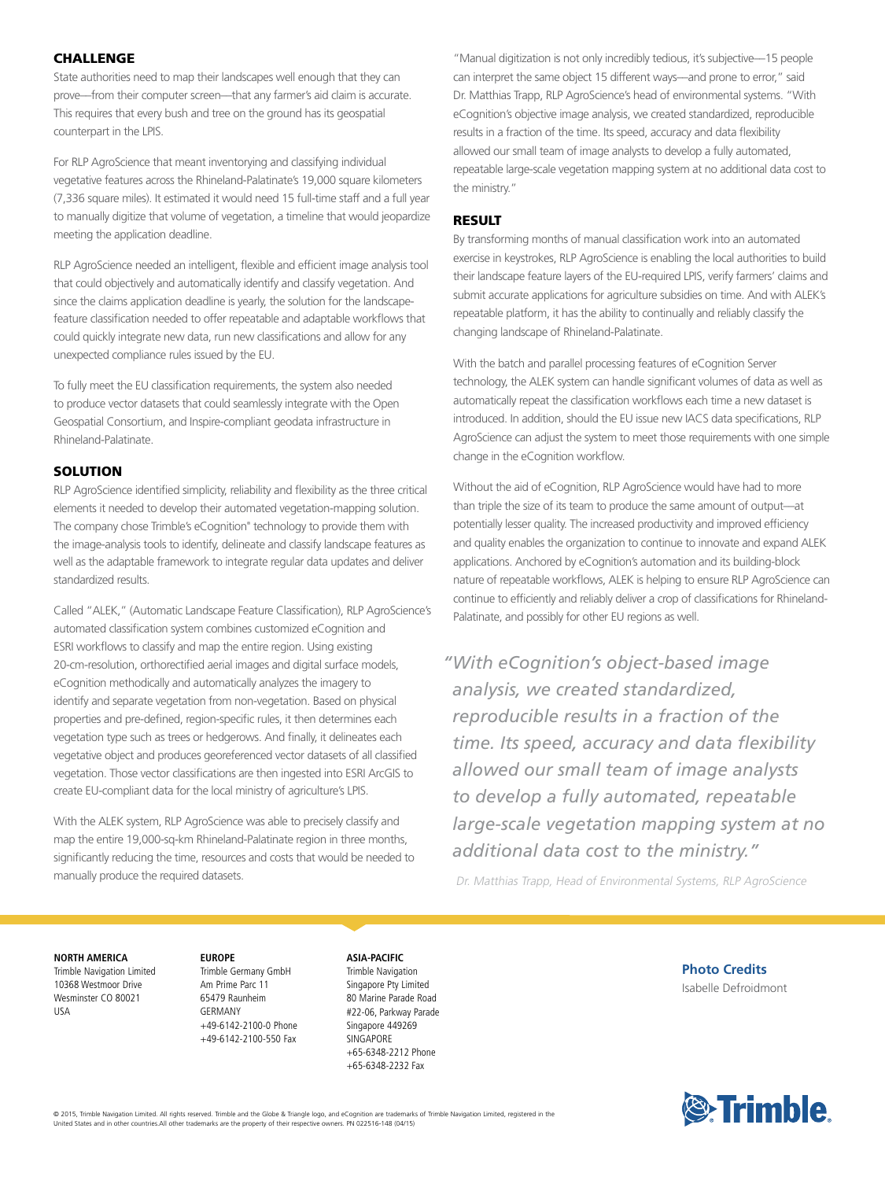## CHALLENGE

State authorities need to map their landscapes well enough that they can prove—from their computer screen—that any farmer's aid claim is accurate. This requires that every bush and tree on the ground has its geospatial counterpart in the LPIS.

For RLP AgroScience that meant inventorying and classifying individual vegetative features across the Rhineland-Palatinate's 19,000 square kilometers (7,336 square miles). It estimated it would need 15 full-time staff and a full year to manually digitize that volume of vegetation, a timeline that would jeopardize meeting the application deadline.

RLP AgroScience needed an intelligent, flexible and efficient image analysis tool that could objectively and automatically identify and classify vegetation. And since the claims application deadline is yearly, the solution for the landscape-feature classification needed to offer repeatable and adaptable workflows that could quickly integrate new data, run new classifications and allow for any unexpected compliance rules issued by the EU.

To fully meet the EU classification requirements, the system also needed to produce vector datasets that could seamlessly integrate with the Open Geospatial Consortium, and Inspire-compliant geodata infrastructure in Rhineland-Palatinate.

## SOLUTION

RLP AgroScience identified simplicity, reliability and flexibility as the three critical elements it needed to develop their automated vegetation-mapping solution. The company chose Trimble's eCognition® technology to provide them with the image-analysis tools to identify, delineate and classify landscape features as well as the adaptable framework to integrate regular data updates and deliver standardized results.

Called "ALEK," (Automatic Landscape Feature Classification), RLP AgroScience's automated classification system combines customized eCognition and ESRI workflows to classify and map the entire region. Using existing 20-cm-resolution, orthorectified aerial images and digital surface models, eCognition methodically and automatically analyzes the imagery to identify and separate vegetation from non-vegetation. Based on physical properties and pre-defined, region-specific rules, it then determines each vegetation type such as trees or hedgerows. And finally, it delineates each vegetative object and produces georeferenced vector datasets of all classified vegetation. Those vector classifications are then ingested into ESRI ArcGIS to create EU-compliant data for the local ministry of agriculture's LPIS.

With the ALEK system, RLP AgroScience was able to precisely classify and map the entire 19,000-sq-km Rhineland-Palatinate region in three months, significantly reducing the time, resources and costs that would be needed to manually produce the required datasets.

"Manual digitization is not only incredibly tedious, it's subjective—15 people can interpret the same object 15 different ways—and prone to error," said Dr. Matthias Trapp, RLP AgroScience's head of environmental systems. "With eCognition's objective image analysis, we created standardized, reproducible results in a fraction of the time. Its speed, accuracy and data flexibility allowed our small team of image analysts to develop a fully automated, repeatable large-scale vegetation mapping system at no additional data cost to the ministry."

## RESULT

By transforming months of manual classification work into an automated exercise in keystrokes, RLP AgroScience is enabling the local authorities to build their landscape feature layers of the EU-required LPIS, verify farmers' claims and submit accurate applications for agriculture subsidies on time. And with ALEK's repeatable platform, it has the ability to continually and reliably classify the changing landscape of Rhineland-Palatinate.

With the batch and parallel processing features of eCognition Server technology, the ALEK system can handle significant volumes of data as well as automatically repeat the classification workflows each time a new dataset is introduced. In addition, should the EU issue new IACS data specifications, RLP AgroScience can adjust the system to meet those requirements with one simple change in the eCognition workflow.

Without the aid of eCognition, RLP AgroScience would have had to more than triple the size of its team to produce the same amount of output—at potentially lesser quality. The increased productivity and improved efficiency and quality enables the organization to continue to innovate and expand ALEK applications. Anchored by eCognition's automation and its building-block nature of repeatable workflows, ALEK is helping to ensure RLP AgroScience can continue to efficiently and reliably deliver a crop of classifications for Rhineland-Palatinate, and possibly for other EU regions as well.

> *"With eCognition's object-based image analysis, we created standardized, reproducible results in a fraction of the time. Its speed, accuracy and data flexibility allowed our small team of image analysts to develop a fully automated, repeatable large-scale vegetation mapping system at no additional data cost to the ministry."*
>
> *Dr. Matthias Trapp, Head of Environmental Systems, RLP AgroScience*

**NORTH AMERICA**
Trimble Navigation Limited
10368 Westmoor Drive
Wesminster CO 80021
USA

**EUROPE**
Trimble Germany GmbH
Am Prime Parc 11
65479 Raunheim
GERMANY
+49-6142-2100-0 Phone
+49-6142-2100-550 Fax

**ASIA-PACIFIC**
Trimble Navigation
Singapore Pty Limited
80 Marine Parade Road
#22-06, Parkway Parade
Singapore 449269
SINGAPORE
+65-6348-2212 Phone
+65-6348-2232 Fax

**Photo Credits**
Isabelle Defroidmont

© 2015, Trimble Navigation Limited. All rights reserved. Trimble and the Globe & Triangle logo, and eCognition are trademarks of Trimble Navigation Limited, registered in the United States and in other countries.All other trademarks are the property of their respective owners. PN 022516-148 (04/15)